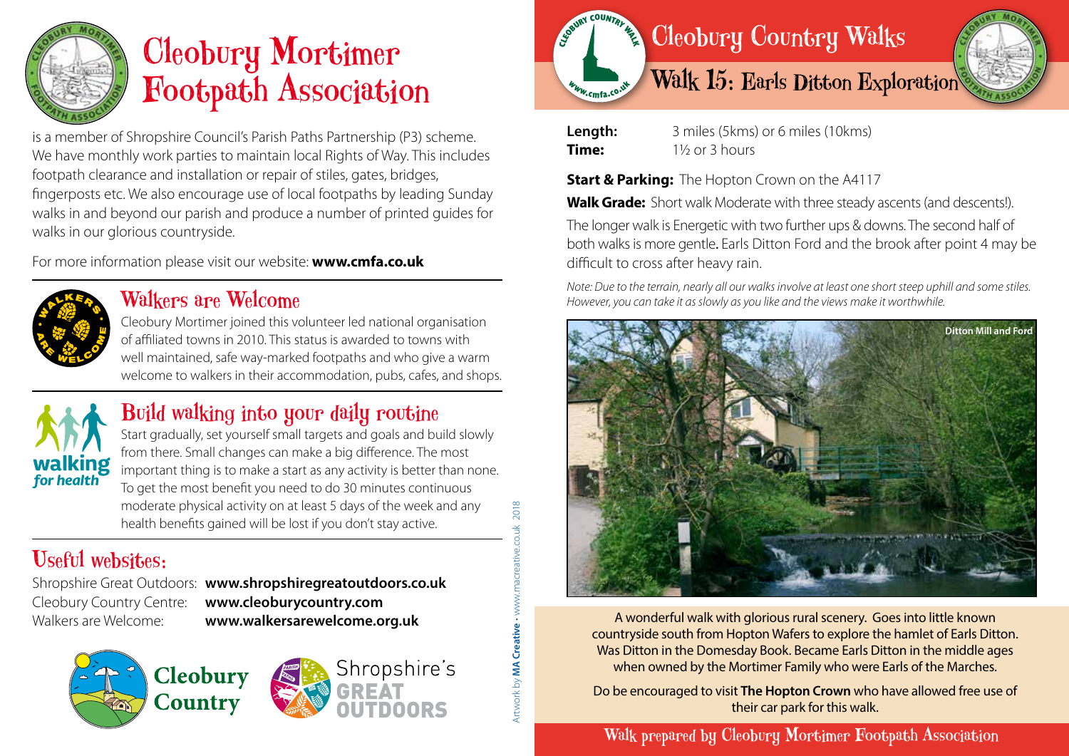# Cleobury Mortimer Footpath Association

is a member of Shropshire Council's Parish Paths Partnership (P3) scheme. We have monthly work parties to maintain local Rights of Way. This includes footpath clearance and installation or repair of stiles, gates, bridges, fingerposts etc. We also encourage use of local footpaths by leading Sunday walks in and beyond our parish and produce a number of printed guides for walks in our glorious countryside.

For more information please visit our website: **www.cmfa.co.uk**

## Walkers are Welcome

Cleobury Mortimer joined this volunteer led national organisation of affiliated towns in 2010. This status is awarded to towns with well maintained, safe way-marked footpaths and who give a warm welcome to walkers in their accommodation, pubs, cafes, and shops.

## Build walking into your daily routine

Start gradually, set yourself small targets and goals and build slowly from there. Small changes can make a big difference. The most important thing is to make a start as any activity is better than none. To get the most benefit you need to do 30 minutes continuous moderate physical activity on at least 5 days of the week and any health benefits gained will be lost if you don't stay active.

## Useful websites:

Shropshire Great Outdoors: **www.shropshiregreatoutdoors.co.uk**
Cleobury Country Centre: **www.cleoburycountry.com**
Walkers are Welcome: **www.walkersarewelcome.org.uk**

Cleobury Country

Shropshire's GREAT OUTDOORS

Artwork by **MA Creative** • www.macreative.co.uk 2018

# Cleobury Country Walks

## Walk 15: Earls Ditton Exploration

**Length:** 3 miles (5kms) or 6 miles (10kms)
**Time:** 1½ or 3 hours

**Start & Parking:** The Hopton Crown on the A4117

**Walk Grade:** Short walk Moderate with three steady ascents (and descents!).

The longer walk is Energetic with two further ups & downs. The second half of both walks is more gentle. Earls Ditton Ford and the brook after point 4 may be difficult to cross after heavy rain.

*Note: Due to the terrain, nearly all our walks involve at least one short steep uphill and some stiles. However, you can take it as slowly as you like and the views make it worthwhile.*

**Ditton Mill and Ford**

A wonderful walk with glorious rural scenery. Goes into little known countryside south from Hopton Wafers to explore the hamlet of Earls Ditton. Was Ditton in the Domesday Book. Became Earls Ditton in the middle ages when owned by the Mortimer Family who were Earls of the Marches.

Do be encouraged to visit **The Hopton Crown** who have allowed free use of their car park for this walk.

Walk prepared by Cleobury Mortimer Footpath Association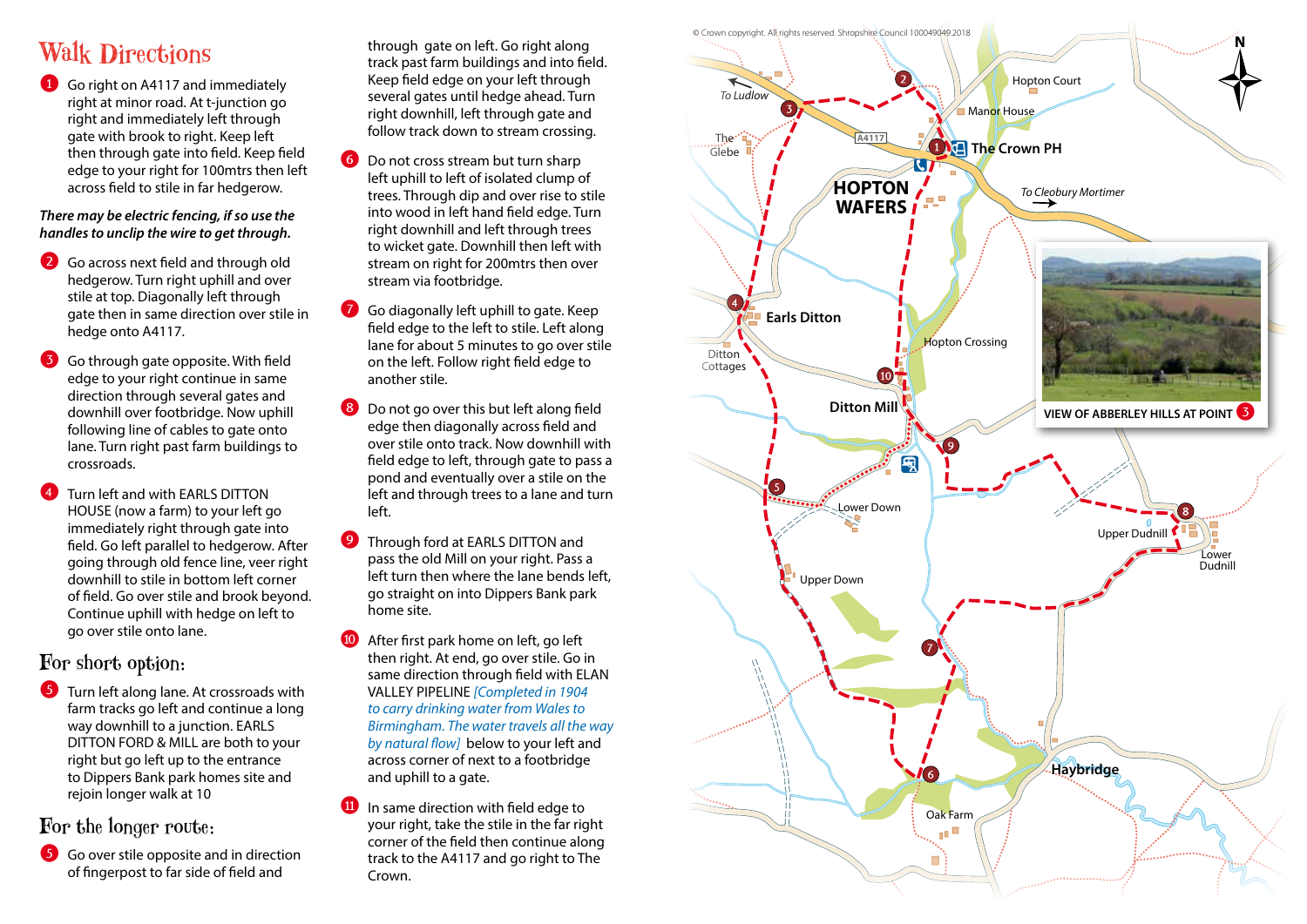# Walk Directions

1. Go right on A4117 and immediately right at minor road. At t-junction go right and immediately left through gate with brook to right. Keep left then through gate into field. Keep field edge to your right for 100mtrs then left across field to stile in far hedgerow.

***There may be electric fencing, if so use the handles to unclip the wire to get through.***

2. Go across next field and through old hedgerow. Turn right uphill and over stile at top. Diagonally left through gate then in same direction over stile in hedge onto A4117.

3. Go through gate opposite. With field edge to your right continue in same direction through several gates and downhill over footbridge. Now uphill following line of cables to gate onto lane. Turn right past farm buildings to crossroads.

4. Turn left and with EARLS DITTON HOUSE (now a farm) to your left go immediately right through gate into field. Go left parallel to hedgerow. After going through old fence line, go over right downhill to stile in bottom left corner of field. Go over stile and brook beyond. Continue uphill with hedge on left to go over stile onto lane.

## For short option:

5. Turn left along lane. At crossroads with farm tracks go left and continue a long way downhill to a junction. EARLS DITTON FORD & MILL are both to your right but go left up to the entrance to Dippers Bank park homes site and rejoin longer walk at 10

## For the longer route:

5. Go over stile opposite and in direction of fingerpost to far side of field and through gate on left. Go right along track past farm buildings and into field. Keep field edge on your left through several gates until hedge ahead. Turn right downhill, left through gate and follow track down to stream crossing.

6. Do not cross stream but turn sharp left uphill to left of isolated clump of trees. Through dip and over rise to stile into wood in left hand field edge. Turn right downhill and left through trees to wicket gate. Downhill then left with stream on right for 200mtrs then over stream via footbridge.

7. Go diagonally left uphill to gate. Keep field edge to the left to stile. Left along lane for about 5 minutes to go over stile on the left. Follow right field edge to another stile.

8. Do not go over this but left along field edge then diagonally across field and over stile onto track. Now downhill with field edge to left, through gate to pass a pond and eventually over a stile on the left and through trees to a lane and turn left.

9. Through ford at EARLS DITTON and pass the old Mill on your right. Pass a left turn then where the lane bends left, go straight on into Dippers Bank park home site.

10. After first park home on left, go left then right. At end, go over stile. Go in same direction through field with ELAN VALLEY PIPELINE *[Completed in 1904 to carry drinking water from Wales to Birmingham. The water travels all the way by natural flow]* below to your left and across corner of next to a footbridge and uphill to a gate.

11. In same direction with field edge to your right, take the stile in the far right corner of the field then continue along track to the A4117 and go right to The Crown.

© Crown copyright. All rights reserved. Shropshire Council 100049049 2018

N

To Ludlow
The Glebe
A4117
Hopton Court
Manor House
The Crown PH
HOPTON WAFERS
To Cleobury Mortimer
Earls Ditton
Ditton Cottages
Hopton Crossing
Ditton Mill
Lower Down
Upper Down
Upper Dudnill
Lower Dudnill
Haybridge
Oak Farm

VIEW OF ABBERLEY HILLS AT POINT 3